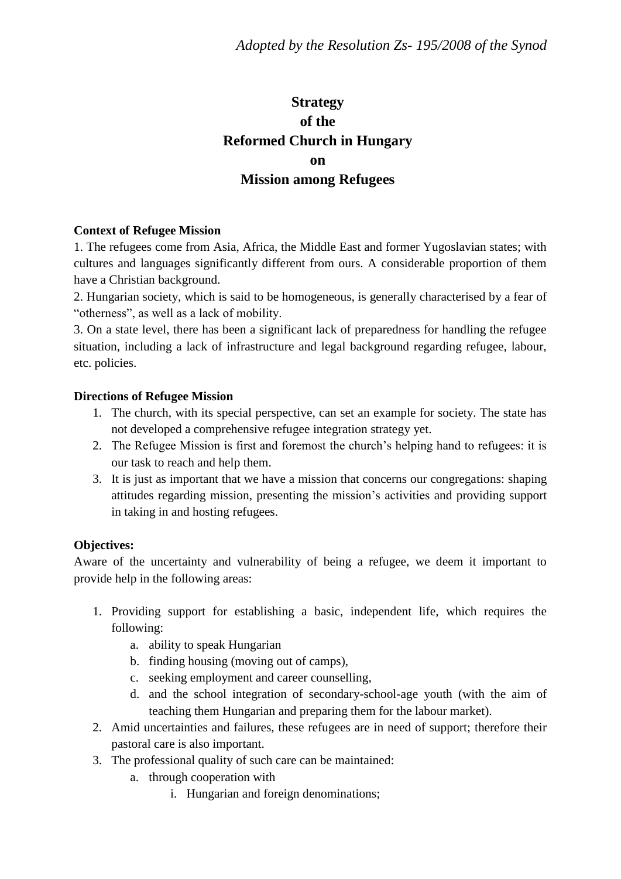*Adopted by the Resolution Zs- 195/2008 of the Synod*

# Strategy of the Reformed Church in Hungary on Mission among Refugees

**Context of Refugee Mission**

1. The refugees come from Asia, Africa, the Middle East and former Yugoslavian states; with cultures and languages significantly different from ours. A considerable proportion of them have a Christian background.
2. Hungarian society, which is said to be homogeneous, is generally characterised by a fear of "otherness", as well as a lack of mobility.
3. On a state level, there has been a significant lack of preparedness for handling the refugee situation, including a lack of infrastructure and legal background regarding refugee, labour, etc. policies.

**Directions of Refugee Mission**

1. The church, with its special perspective, can set an example for society. The state has not developed a comprehensive refugee integration strategy yet.
2. The Refugee Mission is first and foremost the church's helping hand to refugees: it is our task to reach and help them.
3. It is just as important that we have a mission that concerns our congregations: shaping attitudes regarding mission, presenting the mission's activities and providing support in taking in and hosting refugees.

**Objectives:**

Aware of the uncertainty and vulnerability of being a refugee, we deem it important to provide help in the following areas:

1. Providing support for establishing a basic, independent life, which requires the following:
   a. ability to speak Hungarian
   b. finding housing (moving out of camps),
   c. seeking employment and career counselling,
   d. and the school integration of secondary-school-age youth (with the aim of teaching them Hungarian and preparing them for the labour market).
2. Amid uncertainties and failures, these refugees are in need of support; therefore their pastoral care is also important.
3. The professional quality of such care can be maintained:
   a. through cooperation with
      i. Hungarian and foreign denominations;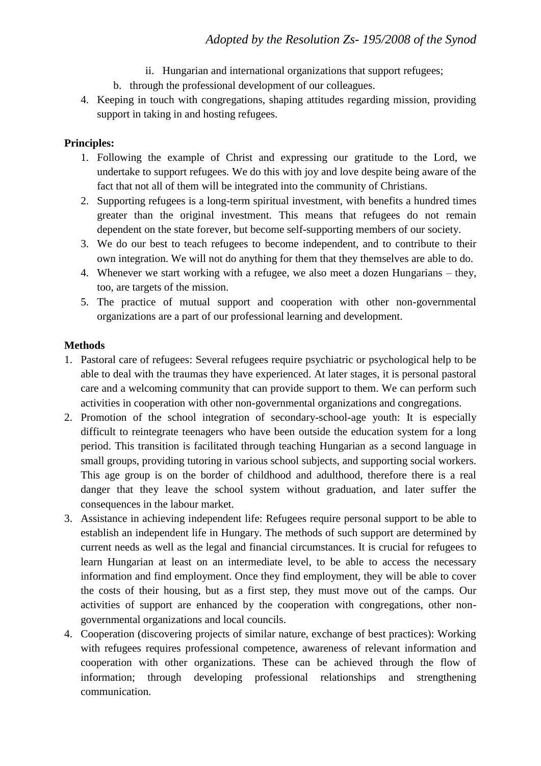ii. Hungarian and international organizations that support refugees;

   b. through the professional development of our colleagues.

4. Keeping in touch with congregations, shaping attitudes regarding mission, providing support in taking in and hosting refugees.

**Principles:**

1. Following the example of Christ and expressing our gratitude to the Lord, we undertake to support refugees. We do this with joy and love despite being aware of the fact that not all of them will be integrated into the community of Christians.
2. Supporting refugees is a long-term spiritual investment, with benefits a hundred times greater than the original investment. This means that refugees do not remain dependent on the state forever, but become self-supporting members of our society.
3. We do our best to teach refugees to become independent, and to contribute to their own integration. We will not do anything for them that they themselves are able to do.
4. Whenever we start working with a refugee, we also meet a dozen Hungarians – they, too, are targets of the mission.
5. The practice of mutual support and cooperation with other non-governmental organizations are a part of our professional learning and development.

**Methods**

1. Pastoral care of refugees: Several refugees require psychiatric or psychological help to be able to deal with the traumas they have experienced. At later stages, it is personal pastoral care and a welcoming community that can provide support to them. We can perform such activities in cooperation with other non-governmental organizations and congregations.
2. Promotion of the school integration of secondary-school-age youth: It is especially difficult to reintegrate teenagers who have been outside the education system for a long period. This transition is facilitated through teaching Hungarian as a second language in small groups, providing tutoring in various school subjects, and supporting social workers. This age group is on the border of childhood and adulthood, therefore there is a real danger that they leave the school system without graduation, and later suffer the consequences in the labour market.
3. Assistance in achieving independent life: Refugees require personal support to be able to establish an independent life in Hungary. The methods of such support are determined by current needs as well as the legal and financial circumstances. It is crucial for refugees to learn Hungarian at least on an intermediate level, to be able to access the necessary information and find employment. Once they find employment, they will be able to cover the costs of their housing, but as a first step, they must move out of the camps. Our activities of support are enhanced by the cooperation with congregations, other non-governmental organizations and local councils.
4. Cooperation (discovering projects of similar nature, exchange of best practices): Working with refugees requires professional competence, awareness of relevant information and cooperation with other organizations. These can be achieved through the flow of information; through developing professional relationships and strengthening communication.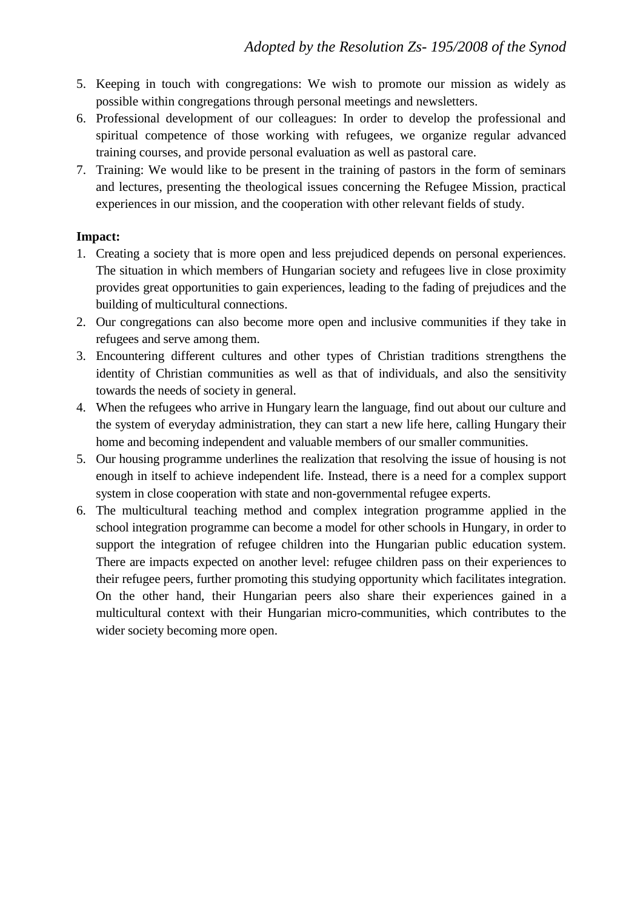5. Keeping in touch with congregations: We wish to promote our mission as widely as possible within congregations through personal meetings and newsletters.
6. Professional development of our colleagues: In order to develop the professional and spiritual competence of those working with refugees, we organize regular advanced training courses, and provide personal evaluation as well as pastoral care.
7. Training: We would like to be present in the training of pastors in the form of seminars and lectures, presenting the theological issues concerning the Refugee Mission, practical experiences in our mission, and the cooperation with other relevant fields of study.

**Impact:**

1. Creating a society that is more open and less prejudiced depends on personal experiences. The situation in which members of Hungarian society and refugees live in close proximity provides great opportunities to gain experiences, leading to the fading of prejudices and the building of multicultural connections.
2. Our congregations can also become more open and inclusive communities if they take in refugees and serve among them.
3. Encountering different cultures and other types of Christian traditions strengthens the identity of Christian communities as well as that of individuals, and also the sensitivity towards the needs of society in general.
4. When the refugees who arrive in Hungary learn the language, find out about our culture and the system of everyday administration, they can start a new life here, calling Hungary their home and becoming independent and valuable members of our smaller communities.
5. Our housing programme underlines the realization that resolving the issue of housing is not enough in itself to achieve independent life. Instead, there is a need for a complex support system in close cooperation with state and non-governmental refugee experts.
6. The multicultural teaching method and complex integration programme applied in the school integration programme can become a model for other schools in Hungary, in order to support the integration of refugee children into the Hungarian public education system. There are impacts expected on another level: refugee children pass on their experiences to their refugee peers, further promoting this studying opportunity which facilitates integration. On the other hand, their Hungarian peers also share their experiences gained in a multicultural context with their Hungarian micro-communities, which contributes to the wider society becoming more open.